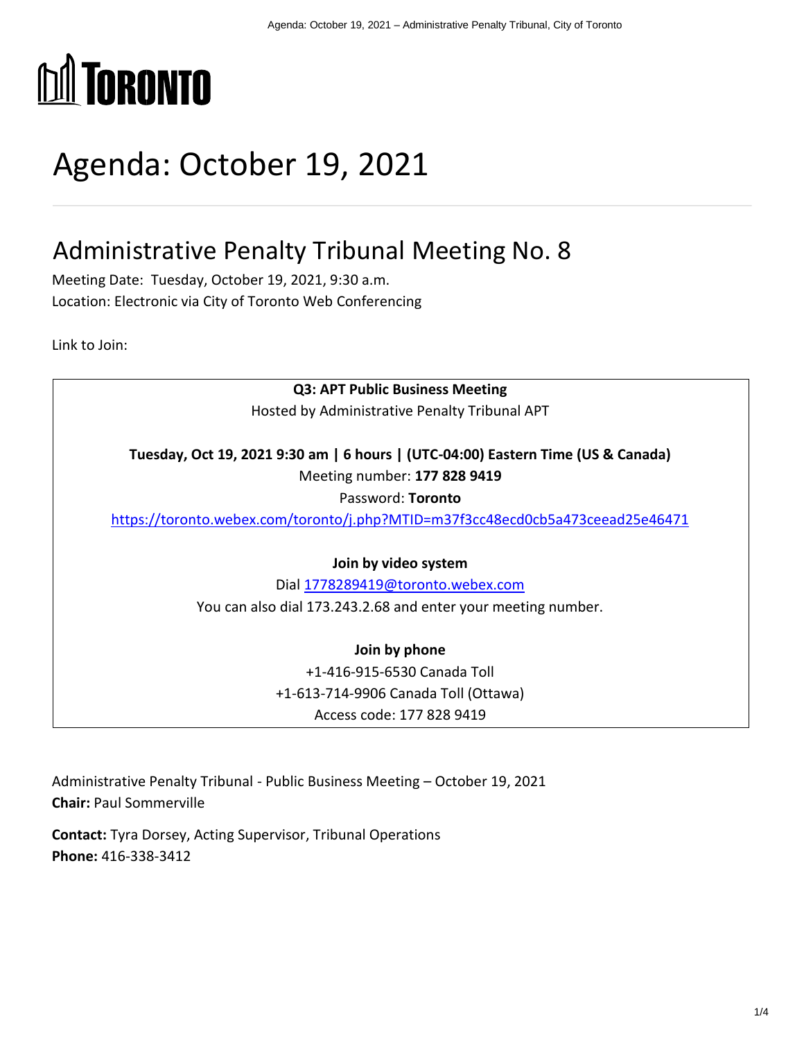# Agenda: October 19, 2021

## Administrative Penalty Tribunal Meeting No. 8

Meeting Date: Tuesday, October 19, 2021, 9:30 a.m.
Location: Electronic via City of Toronto Web Conferencing

Link to Join:

**Q3: APT Public Business Meeting**
Hosted by Administrative Penalty Tribunal APT

**Tuesday, Oct 19, 2021 9:30 am | 6 hours | (UTC-04:00) Eastern Time (US & Canada)**
Meeting number: **177 828 9419**
Password: **Toronto**
https://toronto.webex.com/toronto/j.php?MTID=m37f3cc48ecd0cb5a473ceead25e46471

**Join by video system**
Dial 1778289419@toronto.webex.com
You can also dial 173.243.2.68 and enter your meeting number.

**Join by phone**
+1-416-915-6530 Canada Toll
+1-613-714-9906 Canada Toll (Ottawa)
Access code: 177 828 9419

Administrative Penalty Tribunal - Public Business Meeting – October 19, 2021
**Chair:** Paul Sommerville

**Contact:** Tyra Dorsey, Acting Supervisor, Tribunal Operations
**Phone:** 416-338-3412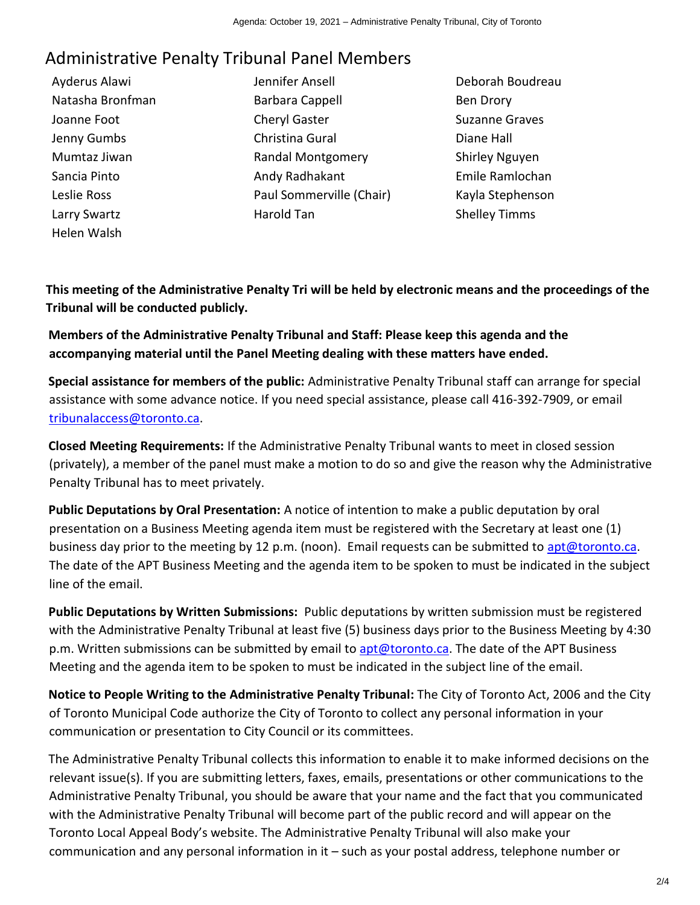## Administrative Penalty Tribunal Panel Members

| | | |
|---|---|---|
| Ayderus Alawi | Jennifer Ansell | Deborah Boudreau |
| Natasha Bronfman | Barbara Cappell | Ben Drory |
| Joanne Foot | Cheryl Gaster | Suzanne Graves |
| Jenny Gumbs | Christina Gural | Diane Hall |
| Mumtaz Jiwan | Randal Montgomery | Shirley Nguyen |
| Sancia Pinto | Andy Radhakant | Emile Ramlochan |
| Leslie Ross | Paul Sommerville (Chair) | Kayla Stephenson |
| Larry Swartz | Harold Tan | Shelley Timms |
| Helen Walsh | | |

**This meeting of the Administrative Penalty Tri will be held by electronic means and the proceedings of the Tribunal will be conducted publicly.**

**Members of the Administrative Penalty Tribunal and Staff: Please keep this agenda and the accompanying material until the Panel Meeting dealing with these matters have ended.**

**Special assistance for members of the public:** Administrative Penalty Tribunal staff can arrange for special assistance with some advance notice. If you need special assistance, please call 416-392-7909, or email tribunalaccess@toronto.ca.

**Closed Meeting Requirements:** If the Administrative Penalty Tribunal wants to meet in closed session (privately), a member of the panel must make a motion to do so and give the reason why the Administrative Penalty Tribunal has to meet privately.

**Public Deputations by Oral Presentation:** A notice of intention to make a public deputation by oral presentation on a Business Meeting agenda item must be registered with the Secretary at least one (1) business day prior to the meeting by 12 p.m. (noon). Email requests can be submitted to apt@toronto.ca. The date of the APT Business Meeting and the agenda item to be spoken to must be indicated in the subject line of the email.

**Public Deputations by Written Submissions:** Public deputations by written submission must be registered with the Administrative Penalty Tribunal at least five (5) business days prior to the Business Meeting by 4:30 p.m. Written submissions can be submitted by email to apt@toronto.ca. The date of the APT Business Meeting and the agenda item to be spoken to must be indicated in the subject line of the email.

**Notice to People Writing to the Administrative Penalty Tribunal:** The City of Toronto Act, 2006 and the City of Toronto Municipal Code authorize the City of Toronto to collect any personal information in your communication or presentation to City Council or its committees.

The Administrative Penalty Tribunal collects this information to enable it to make informed decisions on the relevant issue(s). If you are submitting letters, faxes, emails, presentations or other communications to the Administrative Penalty Tribunal, you should be aware that your name and the fact that you communicated with the Administrative Penalty Tribunal will become part of the public record and will appear on the Toronto Local Appeal Body's website. The Administrative Penalty Tribunal will also make your communication and any personal information in it – such as your postal address, telephone number or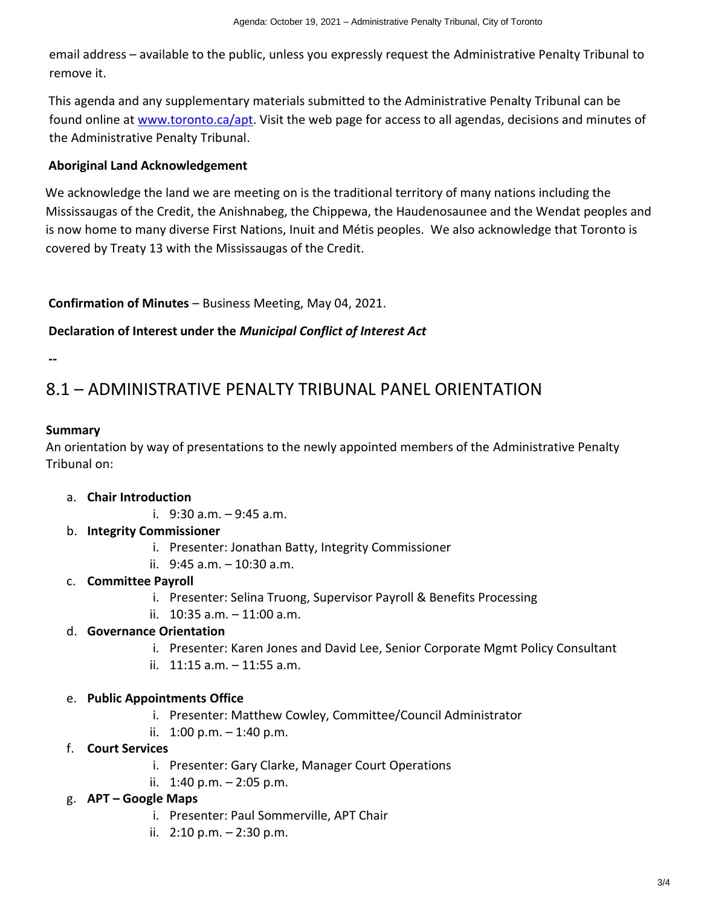email address – available to the public, unless you expressly request the Administrative Penalty Tribunal to remove it.

This agenda and any supplementary materials submitted to the Administrative Penalty Tribunal can be found online at [www.toronto.ca/apt](www.toronto.ca/apt). Visit the web page for access to all agendas, decisions and minutes of the Administrative Penalty Tribunal.

**Aboriginal Land Acknowledgement**

We acknowledge the land we are meeting on is the traditional territory of many nations including the Mississaugas of the Credit, the Anishnabeg, the Chippewa, the Haudenosaunee and the Wendat peoples and is now home to many diverse First Nations, Inuit and Métis peoples. We also acknowledge that Toronto is covered by Treaty 13 with the Mississaugas of the Credit.

**Confirmation of Minutes** – Business Meeting, May 04, 2021.

**Declaration of Interest under the *Municipal Conflict of Interest Act***

--

# 8.1 – ADMINISTRATIVE PENALTY TRIBUNAL PANEL ORIENTATION

**Summary**

An orientation by way of presentations to the newly appointed members of the Administrative Penalty Tribunal on:

a. **Chair Introduction**
   i. 9:30 a.m. – 9:45 a.m.

b. **Integrity Commissioner**
   i. Presenter: Jonathan Batty, Integrity Commissioner
   ii. 9:45 a.m. – 10:30 a.m.

c. **Committee Payroll**
   i. Presenter: Selina Truong, Supervisor Payroll & Benefits Processing
   ii. 10:35 a.m. – 11:00 a.m.

d. **Governance Orientation**
   i. Presenter: Karen Jones and David Lee, Senior Corporate Mgmt Policy Consultant
   ii. 11:15 a.m. – 11:55 a.m.

e. **Public Appointments Office**
   i. Presenter: Matthew Cowley, Committee/Council Administrator
   ii. 1:00 p.m. – 1:40 p.m.

f. **Court Services**
   i. Presenter: Gary Clarke, Manager Court Operations
   ii. 1:40 p.m. – 2:05 p.m.

g. **APT – Google Maps**
   i. Presenter: Paul Sommerville, APT Chair
   ii. 2:10 p.m. – 2:30 p.m.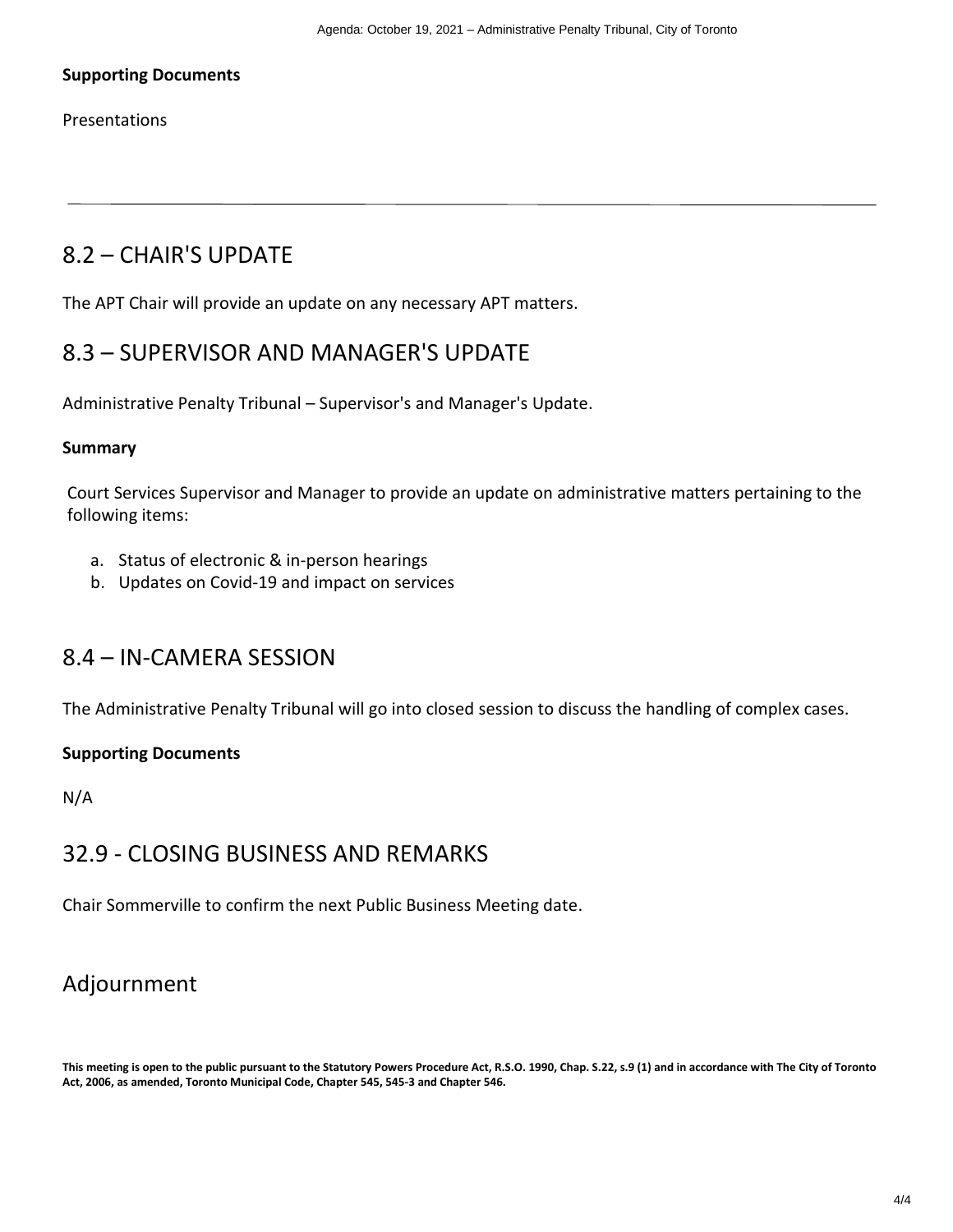**Supporting Documents**

Presentations

---

## 8.2 – CHAIR'S UPDATE

The APT Chair will provide an update on any necessary APT matters.

## 8.3 – SUPERVISOR AND MANAGER'S UPDATE

Administrative Penalty Tribunal – Supervisor's and Manager's Update.

**Summary**

Court Services Supervisor and Manager to provide an update on administrative matters pertaining to the following items:

a. Status of electronic & in-person hearings
b. Updates on Covid-19 and impact on services

## 8.4 – IN-CAMERA SESSION

The Administrative Penalty Tribunal will go into closed session to discuss the handling of complex cases.

**Supporting Documents**

N/A

## 32.9 - CLOSING BUSINESS AND REMARKS

Chair Sommerville to confirm the next Public Business Meeting date.

## Adjournment

**This meeting is open to the public pursuant to the Statutory Powers Procedure Act, R.S.O. 1990, Chap. S.22, s.9 (1) and in accordance with The City of Toronto Act, 2006, as amended, Toronto Municipal Code, Chapter 545, 545-3 and Chapter 546.**